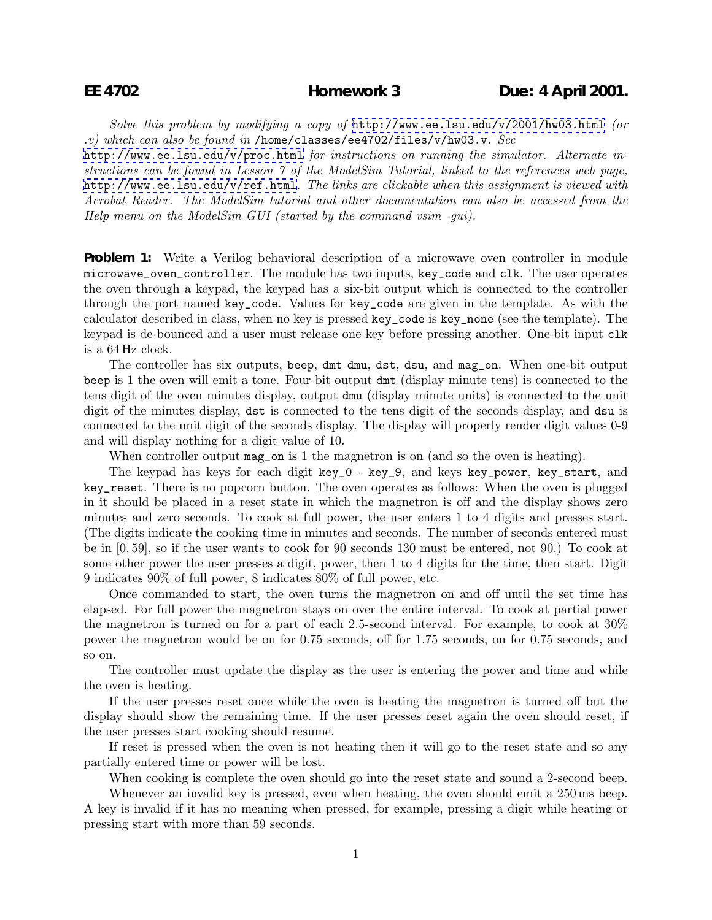**EE 4702** **Homework 3** **Due: 4 April 2001.**

*Solve this problem by modifying a copy of* http://www.ee.lsu.edu/v/2001/hw03.html *(or .v) which can also be found in* /home/classes/ee4702/files/v/hw03.v*. See* http://www.ee.lsu.edu/v/proc.html *for instructions on running the simulator. Alternate instructions can be found in Lesson 7 of the ModelSim Tutorial, linked to the references web page,* http://www.ee.lsu.edu/v/ref.html*. The links are clickable when this assignment is viewed with Acrobat Reader. The ModelSim tutorial and other documentation can also be accessed from the Help menu on the ModelSim GUI (started by the command vsim -gui).*

**Problem 1:** Write a Verilog behavioral description of a microwave oven controller in module `microwave_oven_controller`. The module has two inputs, `key_code` and `clk`. The user operates the oven through a keypad, the keypad has a six-bit output which is connected to the controller through the port named `key_code`. Values for `key_code` are given in the template. As with the calculator described in class, when no key is pressed `key_code` is `key_none` (see the template). The keypad is de-bounced and a user must release one key before pressing another. One-bit input `clk` is a 64 Hz clock.

The controller has six outputs, `beep`, `dmt dmu`, `dst`, `dsu`, and `mag_on`. When one-bit output `beep` is 1 the oven will emit a tone. Four-bit output `dmt` (display minute tens) is connected to the tens digit of the oven minutes display, output `dmu` (display minute units) is connected to the unit digit of the minutes display, `dst` is connected to the tens digit of the seconds display, and `dsu` is connected to the unit digit of the seconds display. The display will properly render digit values 0-9 and will display nothing for a digit value of 10.

When controller output `mag_on` is 1 the magnetron is on (and so the oven is heating).

The keypad has keys for each digit `key_0` - `key_9`, and keys `key_power`, `key_start`, and `key_reset`. There is no popcorn button. The oven operates as follows: When the oven is plugged in it should be placed in a reset state in which the magnetron is off and the display shows zero minutes and zero seconds. To cook at full power, the user enters 1 to 4 digits and presses start. (The digits indicate the cooking time in minutes and seconds. The number of seconds entered must be in $[0, 59]$, so if the user wants to cook for 90 seconds 130 must be entered, not 90.) To cook at some other power the user presses a digit, power, then 1 to 4 digits for the time, then start. Digit 9 indicates 90% of full power, 8 indicates 80% of full power, etc.

Once commanded to start, the oven turns the magnetron on and off until the set time has elapsed. For full power the magnetron stays on over the entire interval. To cook at partial power the magnetron is turned on for a part of each 2.5-second interval. For example, to cook at 30% power the magnetron would be on for 0.75 seconds, off for 1.75 seconds, on for 0.75 seconds, and so on.

The controller must update the display as the user is entering the power and time and while the oven is heating.

If the user presses reset once while the oven is heating the magnetron is turned off but the display should show the remaining time. If the user presses reset again the oven should reset, if the user presses start cooking should resume.

If reset is pressed when the oven is not heating then it will go to the reset state and so any partially entered time or power will be lost.

When cooking is complete the oven should go into the reset state and sound a 2-second beep.

Whenever an invalid key is pressed, even when heating, the oven should emit a 250 ms beep. A key is invalid if it has no meaning when pressed, for example, pressing a digit while heating or pressing start with more than 59 seconds.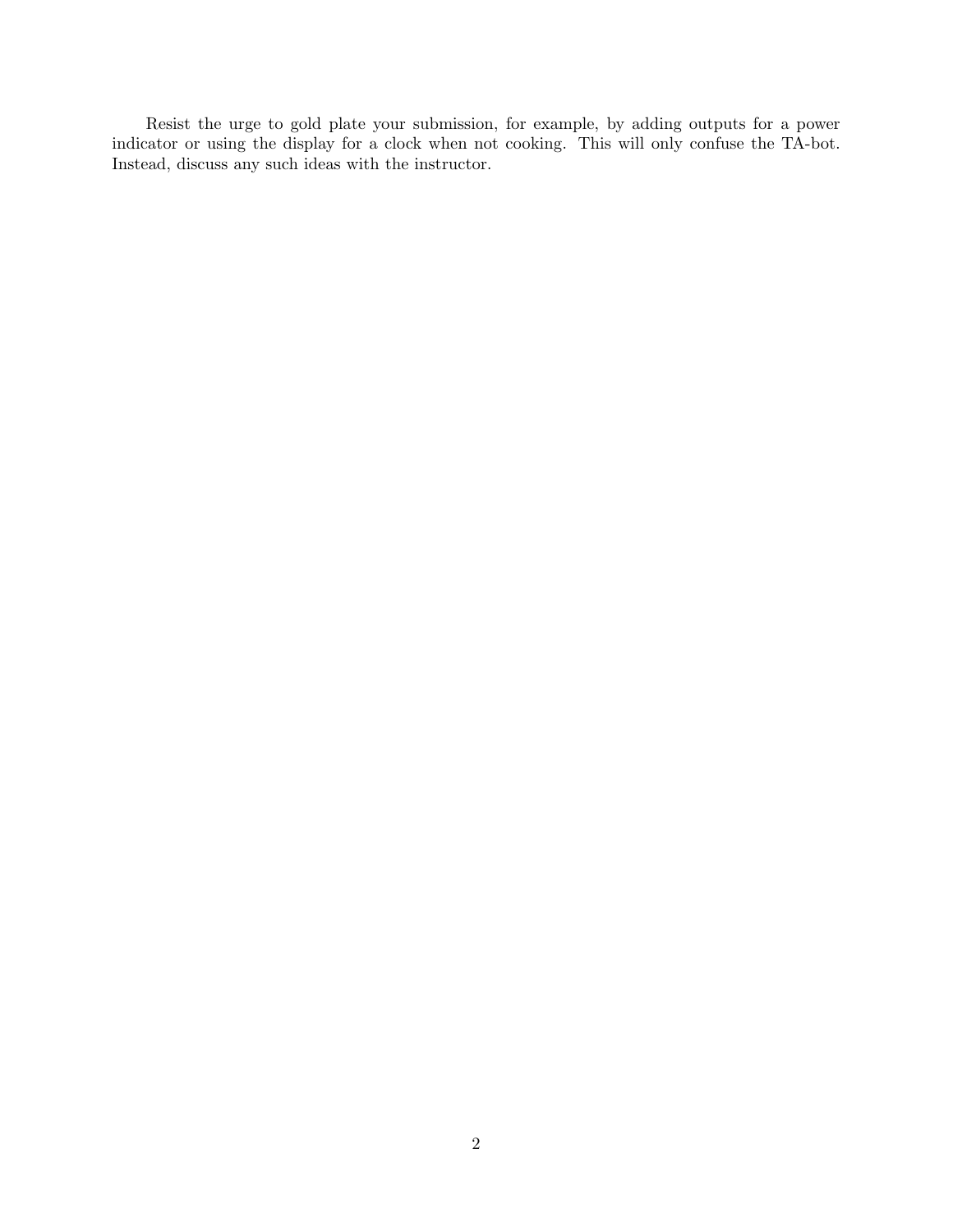Resist the urge to gold plate your submission, for example, by adding outputs for a power indicator or using the display for a clock when not cooking. This will only confuse the TA-bot. Instead, discuss any such ideas with the instructor.